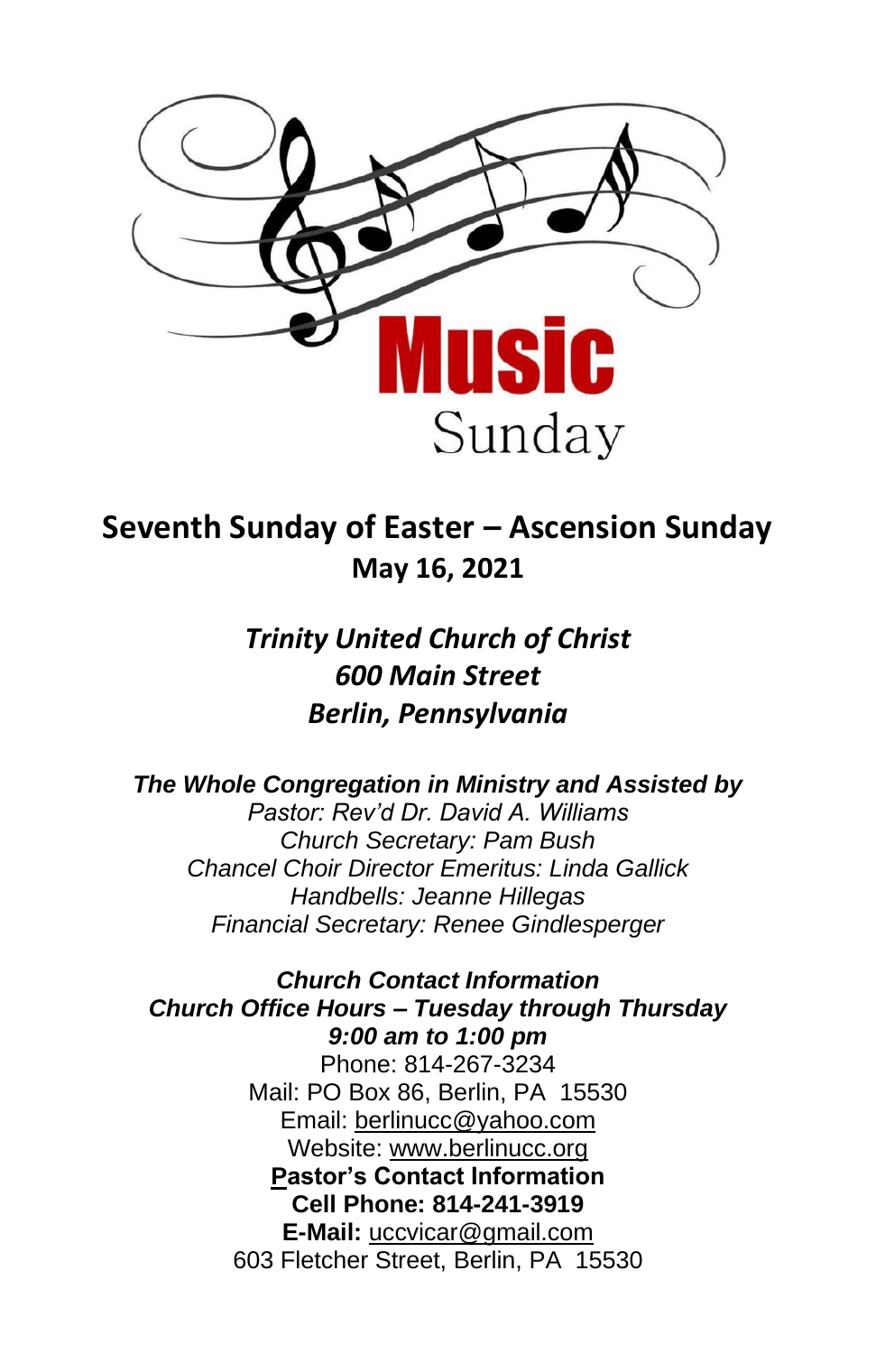Music

Sunday

# Seventh Sunday of Easter – Ascension Sunday

**May 16, 2021**

***Trinity United Church of Christ***
***600 Main Street***
***Berlin, Pennsylvania***

***The Whole Congregation in Ministry and Assisted by***
*Pastor: Rev'd Dr. David A. Williams*
*Church Secretary: Pam Bush*
*Chancel Choir Director Emeritus: Linda Gallick*
*Handbells: Jeanne Hillegas*
*Financial Secretary: Renee Gindlesperger*

***Church Contact Information***
***Church Office Hours – Tuesday through Thursday***
***9:00 am to 1:00 pm***
Phone: 814-267-3234
Mail: PO Box 86, Berlin, PA 15530
Email: berlinucc@yahoo.com
Website: www.berlinucc.org

**Pastor's Contact Information**
**Cell Phone: 814-241-3919**
**E-Mail:** uccvicar@gmail.com
603 Fletcher Street, Berlin, PA 15530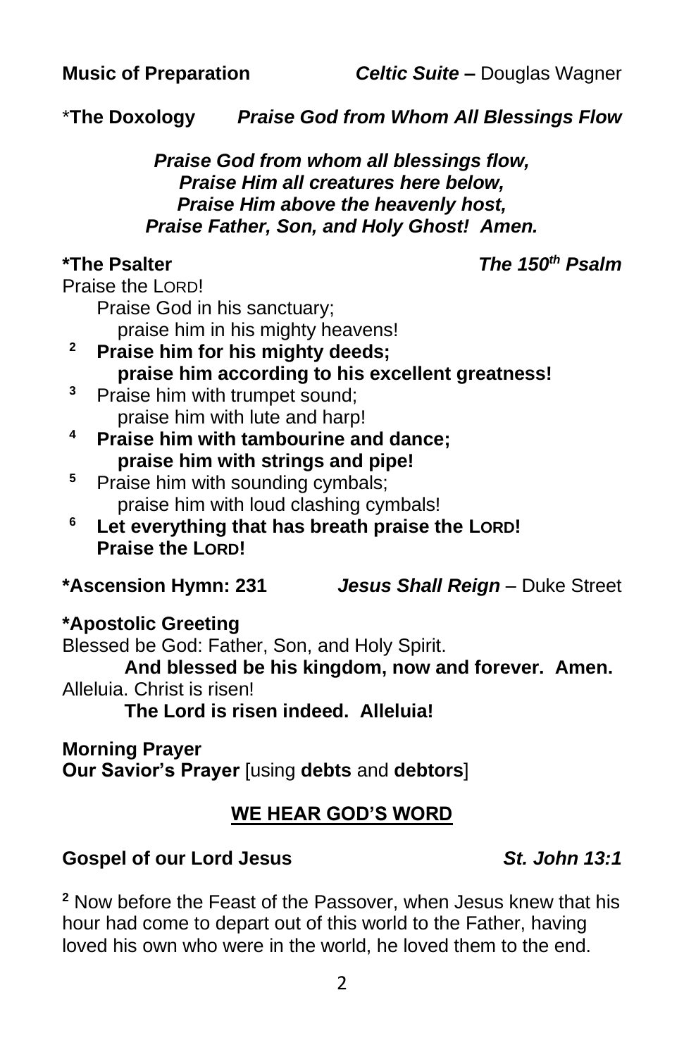**Music of Preparation** *Celtic Suite* **–** Douglas Wagner

\***The Doxology** ***Praise God from Whom All Blessings Flow***

***Praise God from whom all blessings flow,***
***Praise Him all creatures here below,***
***Praise Him above the heavenly host,***
***Praise Father, Son, and Holy Ghost! Amen.***

**\*The Psalter** ***The 150th Psalm***

Praise the LORD!
Praise God in his sanctuary;
praise him in his mighty heavens!

2 **Praise him for his mighty deeds;**
**praise him according to his excellent greatness!**

3 Praise him with trumpet sound;
praise him with lute and harp!

4 **Praise him with tambourine and dance;**
**praise him with strings and pipe!**

5 Praise him with sounding cymbals;
praise him with loud clashing cymbals!

6 **Let everything that has breath praise the LORD!**
**Praise the LORD!**

**\*Ascension Hymn: 231** ***Jesus Shall Reign*** – Duke Street

**\*Apostolic Greeting**

Blessed be God: Father, Son, and Holy Spirit.
**And blessed be his kingdom, now and forever. Amen.**
Alleluia. Christ is risen!
**The Lord is risen indeed. Alleluia!**

**Morning Prayer**
**Our Savior's Prayer** [using **debts** and **debtors**]

## WE HEAR GOD'S WORD

**Gospel of our Lord Jesus** ***St. John 13:1***

2 Now before the Feast of the Passover, when Jesus knew that his hour had come to depart out of this world to the Father, having loved his own who were in the world, he loved them to the end.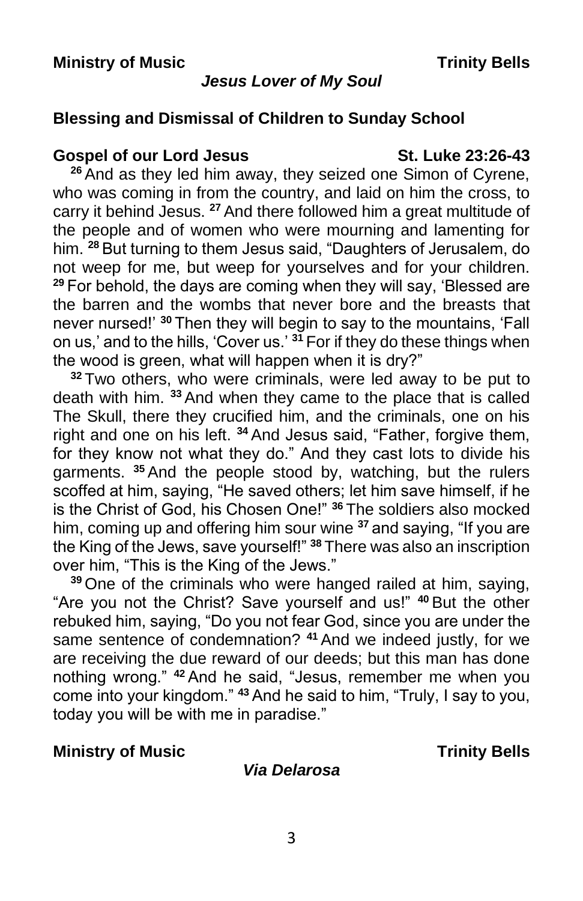**Ministry of Music** **Trinity Bells**

***Jesus Lover of My Soul***

**Blessing and Dismissal of Children to Sunday School**

**Gospel of our Lord Jesus** **St. Luke 23:26-43**

[26] And as they led him away, they seized one Simon of Cyrene, who was coming in from the country, and laid on him the cross, to carry it behind Jesus. [27] And there followed him a great multitude of the people and of women who were mourning and lamenting for him. [28] But turning to them Jesus said, "Daughters of Jerusalem, do not weep for me, but weep for yourselves and for your children. [29] For behold, the days are coming when they will say, 'Blessed are the barren and the wombs that never bore and the breasts that never nursed!' [30] Then they will begin to say to the mountains, 'Fall on us,' and to the hills, 'Cover us.' [31] For if they do these things when the wood is green, what will happen when it is dry?"

[32] Two others, who were criminals, were led away to be put to death with him. [33] And when they came to the place that is called The Skull, there they crucified him, and the criminals, one on his right and one on his left. [34] And Jesus said, "Father, forgive them, for they know not what they do." And they cast lots to divide his garments. [35] And the people stood by, watching, but the rulers scoffed at him, saying, "He saved others; let him save himself, if he is the Christ of God, his Chosen One!" [36] The soldiers also mocked him, coming up and offering him sour wine [37] and saying, "If you are the King of the Jews, save yourself!" [38] There was also an inscription over him, "This is the King of the Jews."

[39] One of the criminals who were hanged railed at him, saying, "Are you not the Christ? Save yourself and us!" [40] But the other rebuked him, saying, "Do you not fear God, since you are under the same sentence of condemnation? [41] And we indeed justly, for we are receiving the due reward of our deeds; but this man has done nothing wrong." [42] And he said, "Jesus, remember me when you come into your kingdom." [43] And he said to him, "Truly, I say to you, today you will be with me in paradise."

**Ministry of Music** **Trinity Bells**

***Via Delarosa***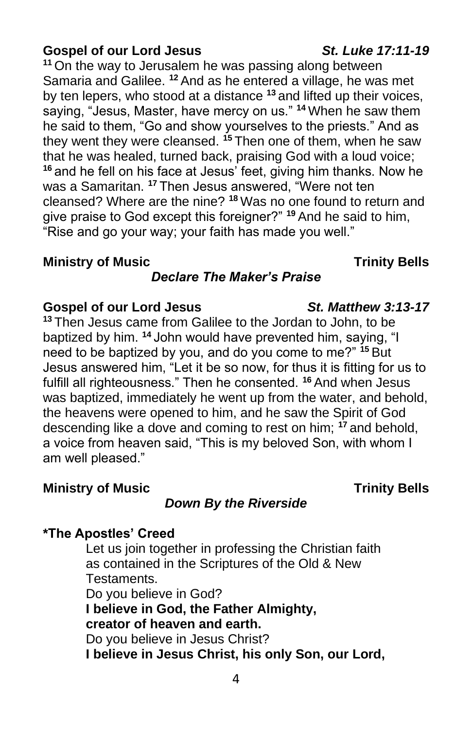**Gospel of our Lord Jesus** ***St. Luke 17:11-19***

[11] On the way to Jerusalem he was passing along between Samaria and Galilee. [12] And as he entered a village, he was met by ten lepers, who stood at a distance [13] and lifted up their voices, saying, "Jesus, Master, have mercy on us." [14] When he saw them he said to them, "Go and show yourselves to the priests." And as they went they were cleansed. [15] Then one of them, when he saw that he was healed, turned back, praising God with a loud voice; [16] and he fell on his face at Jesus' feet, giving him thanks. Now he was a Samaritan. [17] Then Jesus answered, "Were not ten cleansed? Where are the nine? [18] Was no one found to return and give praise to God except this foreigner?" [19] And he said to him, "Rise and go your way; your faith has made you well."

**Ministry of Music** **Trinity Bells**

***Declare The Maker's Praise***

**Gospel of our Lord Jesus** ***St. Matthew 3:13-17***

[13] Then Jesus came from Galilee to the Jordan to John, to be baptized by him. [14] John would have prevented him, saying, "I need to be baptized by you, and do you come to me?" [15] But Jesus answered him, "Let it be so now, for thus it is fitting for us to fulfill all righteousness." Then he consented. [16] And when Jesus was baptized, immediately he went up from the water, and behold, the heavens were opened to him, and he saw the Spirit of God descending like a dove and coming to rest on him; [17] and behold, a voice from heaven said, "This is my beloved Son, with whom I am well pleased."

**Ministry of Music** **Trinity Bells**

***Down By the Riverside***

**\*The Apostles' Creed**

Let us join together in professing the Christian faith as contained in the Scriptures of the Old & New Testaments.

Do you believe in God?

**I believe in God, the Father Almighty,**
**creator of heaven and earth.**

Do you believe in Jesus Christ?

**I believe in Jesus Christ, his only Son, our Lord,**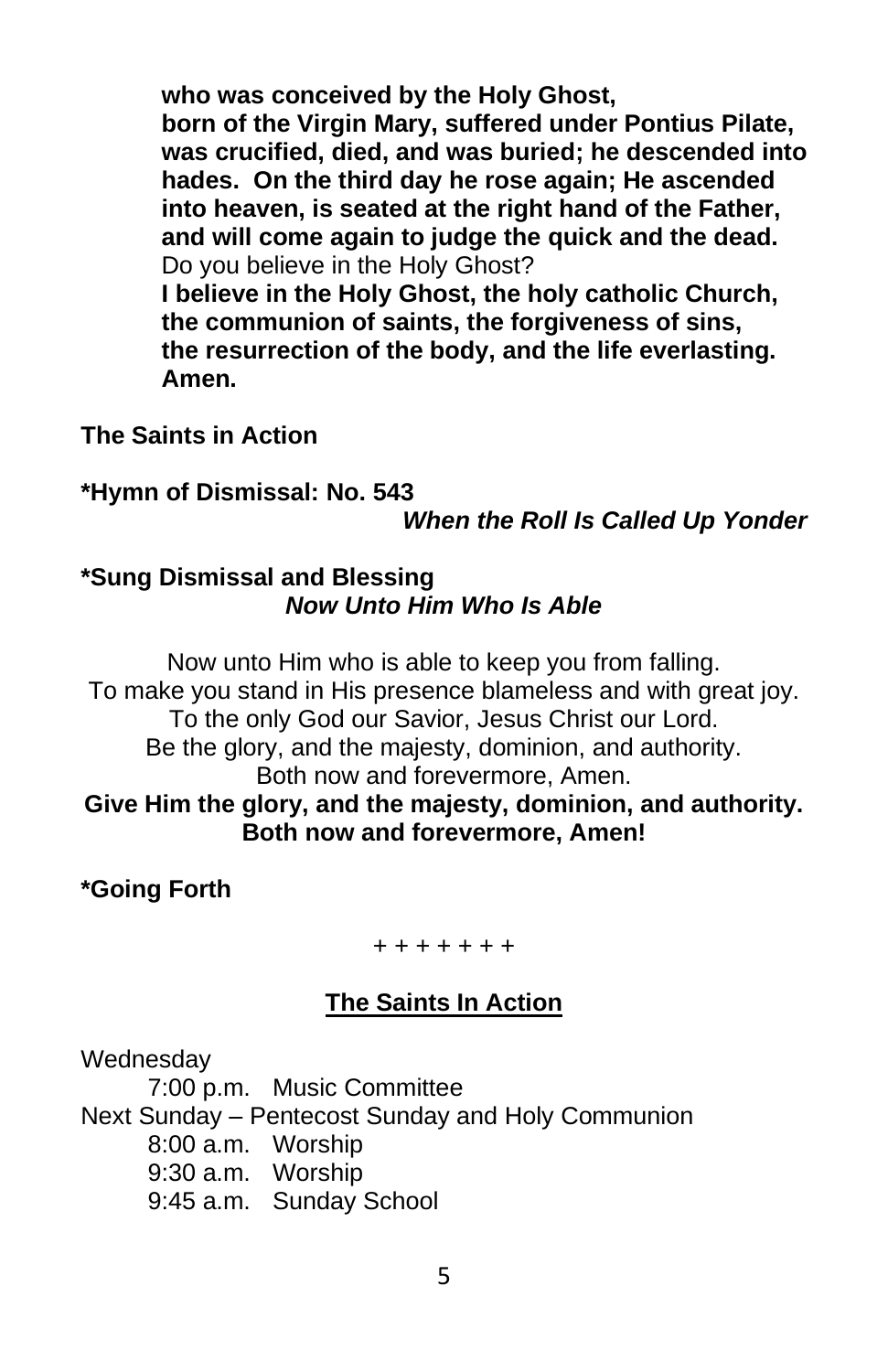**who was conceived by the Holy Ghost,**
**born of the Virgin Mary, suffered under Pontius Pilate, was crucified, died, and was buried; he descended into hades. On the third day he rose again; He ascended into heaven, is seated at the right hand of the Father, and will come again to judge the quick and the dead.**
Do you believe in the Holy Ghost?
**I believe in the Holy Ghost, the holy catholic Church, the communion of saints, the forgiveness of sins, the resurrection of the body, and the life everlasting. Amen.**

**The Saints in Action**

**\*Hymn of Dismissal: No. 543**
***When the Roll Is Called Up Yonder***

**\*Sung Dismissal and Blessing**
***Now Unto Him Who Is Able***

Now unto Him who is able to keep you from falling.
To make you stand in His presence blameless and with great joy.
To the only God our Savior, Jesus Christ our Lord.
Be the glory, and the majesty, dominion, and authority.
Both now and forevermore, Amen.
**Give Him the glory, and the majesty, dominion, and authority.**
**Both now and forevermore, Amen!**

**\*Going Forth**

+ + + + + + +

## The Saints In Action

Wednesday
7:00 p.m. Music Committee
Next Sunday – Pentecost Sunday and Holy Communion
8:00 a.m. Worship
9:30 a.m. Worship
9:45 a.m. Sunday School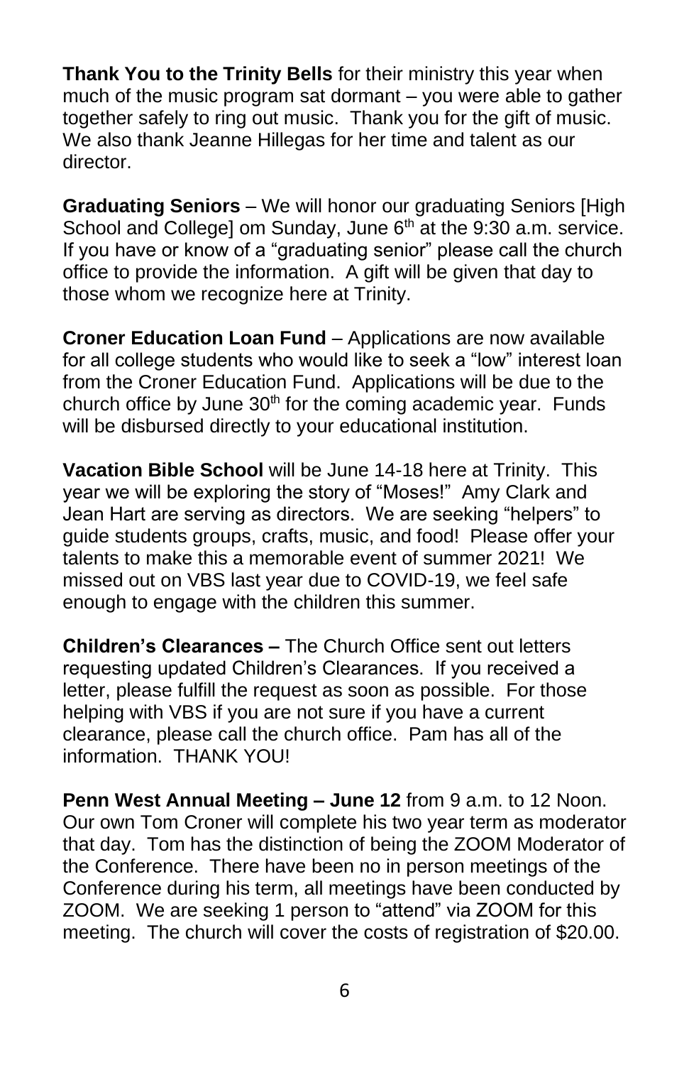**Thank You to the Trinity Bells** for their ministry this year when much of the music program sat dormant – you were able to gather together safely to ring out music. Thank you for the gift of music. We also thank Jeanne Hillegas for her time and talent as our director.

**Graduating Seniors** – We will honor our graduating Seniors [High School and College] om Sunday, June 6th at the 9:30 a.m. service. If you have or know of a "graduating senior" please call the church office to provide the information. A gift will be given that day to those whom we recognize here at Trinity.

**Croner Education Loan Fund** – Applications are now available for all college students who would like to seek a "low" interest loan from the Croner Education Fund. Applications will be due to the church office by June 30th for the coming academic year. Funds will be disbursed directly to your educational institution.

**Vacation Bible School** will be June 14-18 here at Trinity. This year we will be exploring the story of "Moses!" Amy Clark and Jean Hart are serving as directors. We are seeking "helpers" to guide students groups, crafts, music, and food! Please offer your talents to make this a memorable event of summer 2021! We missed out on VBS last year due to COVID-19, we feel safe enough to engage with the children this summer.

**Children's Clearances –** The Church Office sent out letters requesting updated Children's Clearances. If you received a letter, please fulfill the request as soon as possible. For those helping with VBS if you are not sure if you have a current clearance, please call the church office. Pam has all of the information. THANK YOU!

**Penn West Annual Meeting – June 12** from 9 a.m. to 12 Noon. Our own Tom Croner will complete his two year term as moderator that day. Tom has the distinction of being the ZOOM Moderator of the Conference. There have been no in person meetings of the Conference during his term, all meetings have been conducted by ZOOM. We are seeking 1 person to "attend" via ZOOM for this meeting. The church will cover the costs of registration of $20.00.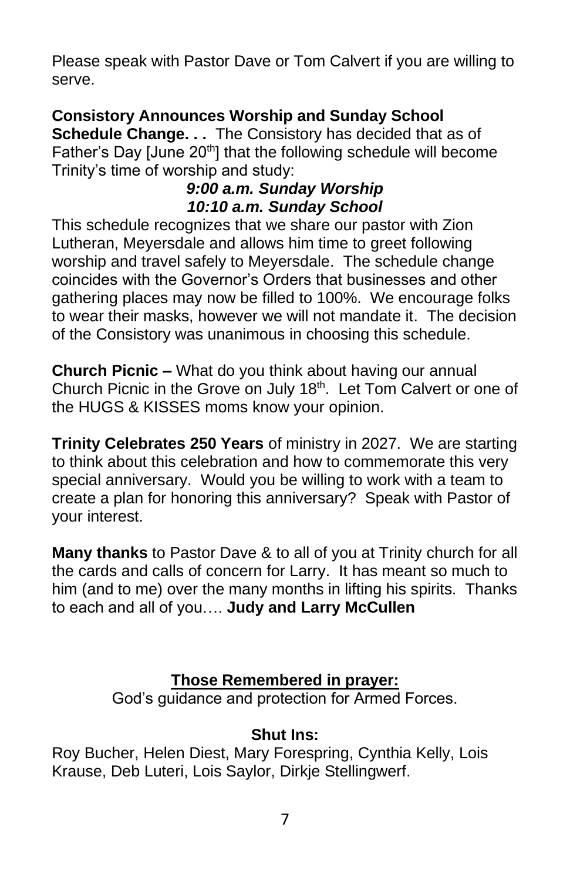Please speak with Pastor Dave or Tom Calvert if you are willing to serve.

**Consistory Announces Worship and Sunday School Schedule Change. . .** The Consistory has decided that as of Father's Day [June 20th] that the following schedule will become Trinity's time of worship and study:

***9:00 a.m. Sunday Worship***
***10:10 a.m. Sunday School***

This schedule recognizes that we share our pastor with Zion Lutheran, Meyersdale and allows him time to greet following worship and travel safely to Meyersdale. The schedule change coincides with the Governor's Orders that businesses and other gathering places may now be filled to 100%. We encourage folks to wear their masks, however we will not mandate it. The decision of the Consistory was unanimous in choosing this schedule.

**Church Picnic –** What do you think about having our annual Church Picnic in the Grove on July 18th. Let Tom Calvert or one of the HUGS & KISSES moms know your opinion.

**Trinity Celebrates 250 Years** of ministry in 2027. We are starting to think about this celebration and how to commemorate this very special anniversary. Would you be willing to work with a team to create a plan for honoring this anniversary? Speak with Pastor of your interest.

**Many thanks** to Pastor Dave & to all of you at Trinity church for all the cards and calls of concern for Larry. It has meant so much to him (and to me) over the many months in lifting his spirits. Thanks to each and all of you…. **Judy and Larry McCullen**

**<u>Those Remembered in prayer:</u>**

God's guidance and protection for Armed Forces.

**Shut Ins:**

Roy Bucher, Helen Diest, Mary Forespring, Cynthia Kelly, Lois Krause, Deb Luteri, Lois Saylor, Dirkje Stellingwerf.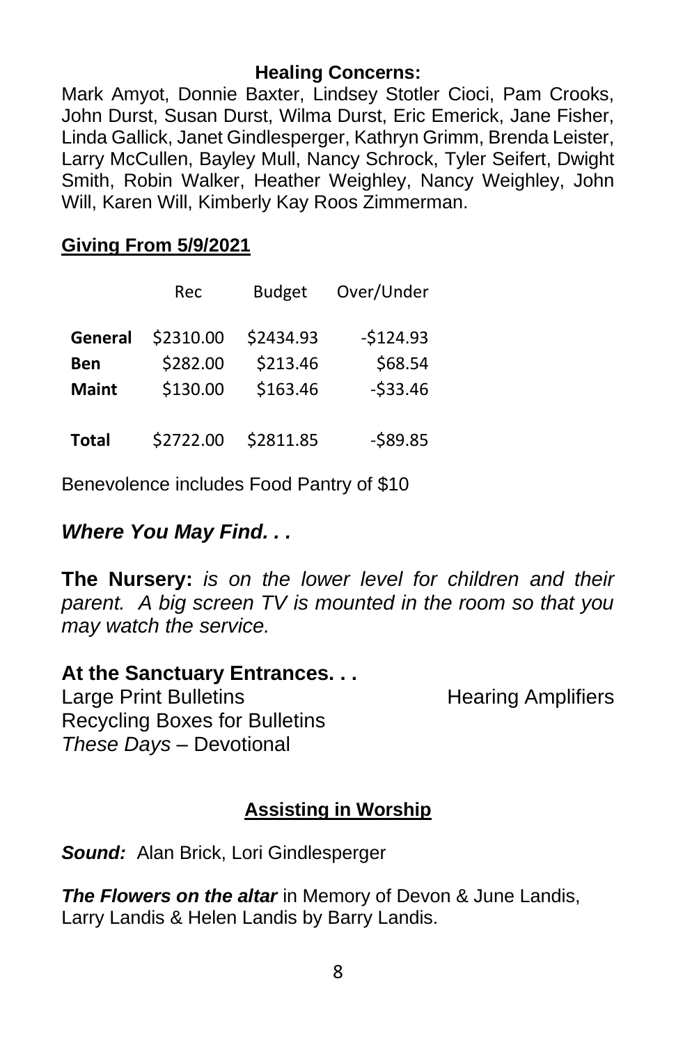**Healing Concerns:**

Mark Amyot, Donnie Baxter, Lindsey Stotler Cioci, Pam Crooks, John Durst, Susan Durst, Wilma Durst, Eric Emerick, Jane Fisher, Linda Gallick, Janet Gindlesperger, Kathryn Grimm, Brenda Leister, Larry McCullen, Bayley Mull, Nancy Schrock, Tyler Seifert, Dwight Smith, Robin Walker, Heather Weighley, Nancy Weighley, John Will, Karen Will, Kimberly Kay Roos Zimmerman.

**Giving From 5/9/2021**

| | Rec | Budget | Over/Under |
|---|---|---|---|
| **General** | $2310.00 | $2434.93 | -$124.93 |
| **Ben** | $282.00 | $213.46 | $68.54 |
| **Maint** | $130.00 | $163.46 | -$33.46 |
| **Total** | $2722.00 | $2811.85 | -$89.85 |

Benevolence includes Food Pantry of $10

***Where You May Find. . .***

**The Nursery:** *is on the lower level for children and their parent. A big screen TV is mounted in the room so that you may watch the service.*

**At the Sanctuary Entrances. . .**

Large Print Bulletins

Hearing Amplifiers

Recycling Boxes for Bulletins

*These Days* – Devotional

**Assisting in Worship**

***Sound:*** Alan Brick, Lori Gindlesperger

***The Flowers on the altar*** in Memory of Devon & June Landis, Larry Landis & Helen Landis by Barry Landis.